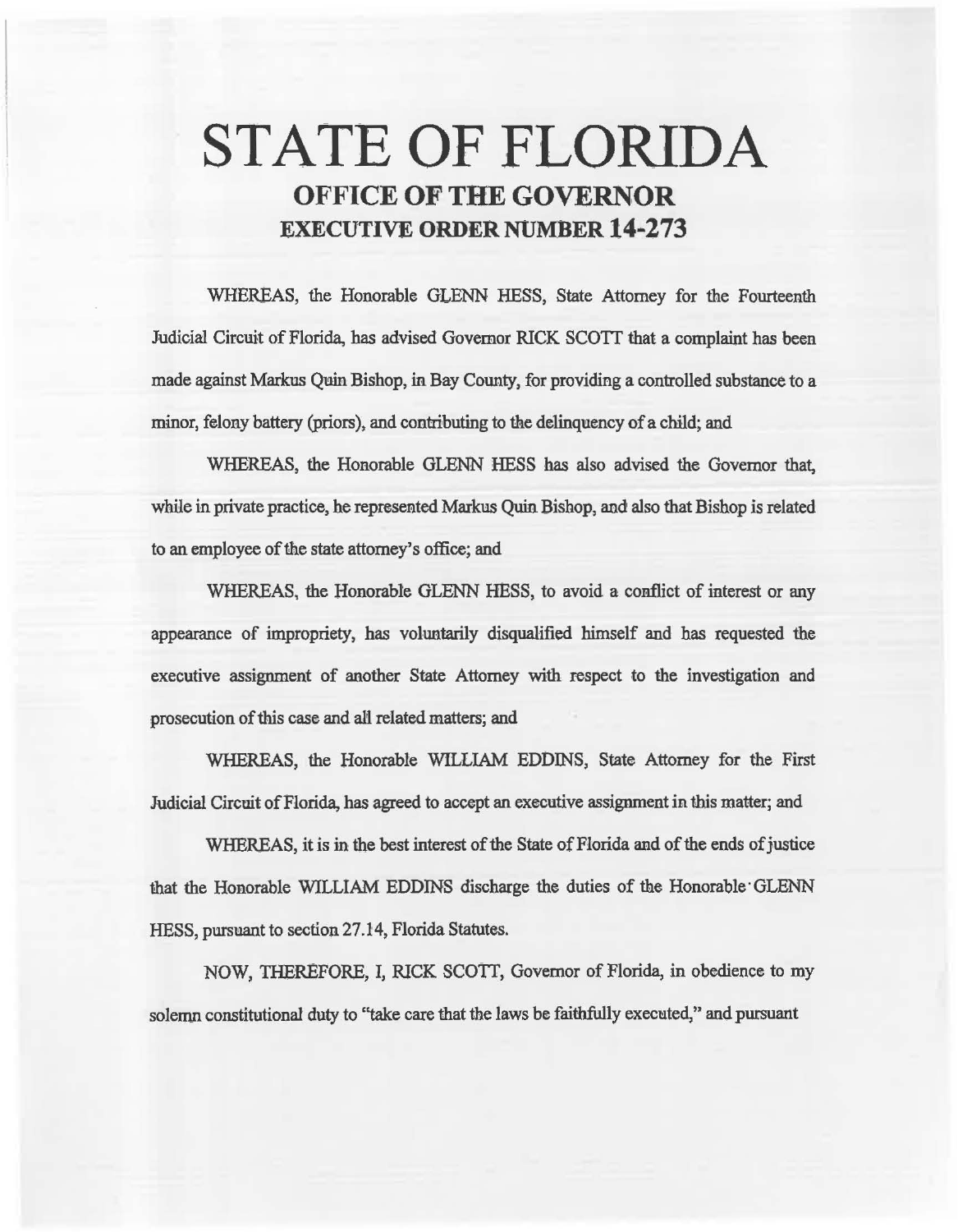# STATE OF FLORIDA

## OFFICE OF THE GOVERNOR

## EXECUTIVE ORDER NUMBER 14-273

WHEREAS, the Honorable GLENN HESS, State Attorney for the Fourteenth Judicial Circuit of Florida, has advised Governor RICK SCOTT that a complaint has been made against Markus Quin Bishop, in Bay County, for providing a controlled substance to a minor, felony battery (priors), and contributing to the delinquency of a child; and

WHEREAS, the Honorable GLENN HESS has also advised the Governor that, while in private practice, he represented Markus Quin Bishop, and also that Bishop is related to an employee of the state attorney's office; and

WHEREAS, the Honorable GLENN HESS, to avoid a conflict of interest or any appearance of impropriety, has voluntarily disqualified himself and has requested the executive assignment of another State Attorney with respect to the investigation and prosecution of this case and all related matters; and

WHEREAS, the Honorable WILLIAM EDDINS, State Attorney for the First Judicial Circuit of Florida, has agreed to accept an executive assignment in this matter; and

WHEREAS, it is in the best interest of the State of Florida and of the ends of justice that the Honorable WILLIAM EDDINS discharge the duties of the Honorable GLENN HESS, pursuant to section 27.14, Florida Statutes.

NOW, THEREFORE, I, RICK SCOTT, Governor of Florida, in obedience to my solemn constitutional duty to "take care that the laws be faithfully executed," and pursuant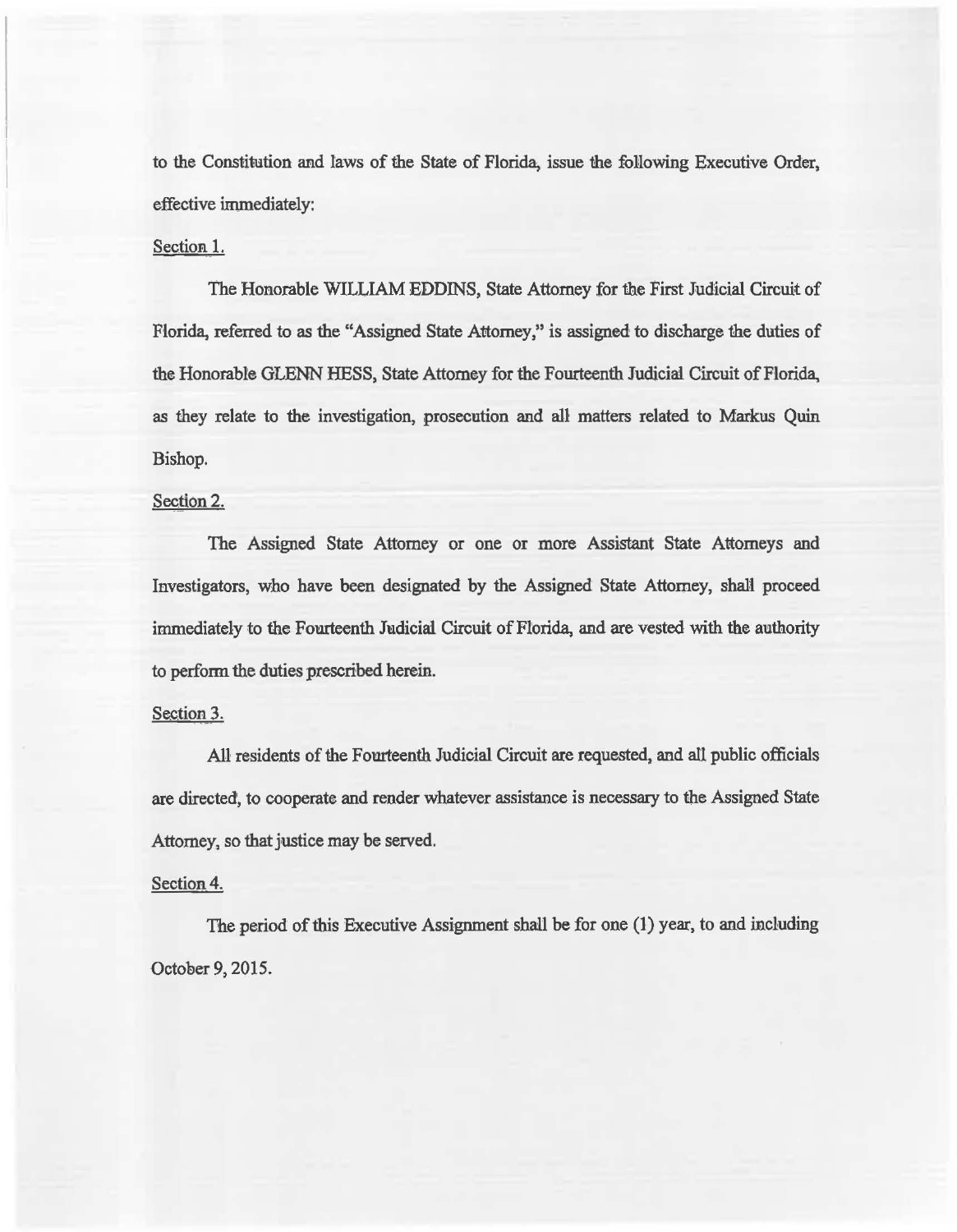to the Constitution and laws of the State of Florida, issue the following Executive Order, effective immediately:

Section 1.

The Honorable WILLIAM EDDINS, State Attorney for the First Judicial Circuit of Florida, referred to as the "Assigned State Attorney," is assigned to discharge the duties of the Honorable GLENN HESS, State Attorney for the Fourteenth Judicial Circuit of Florida, as they relate to the investigation, prosecution and all matters related to Markus Quin Bishop.

Section 2.

The Assigned State Attorney or one or more Assistant State Attorneys and Investigators, who have been designated by the Assigned State Attorney, shall proceed immediately to the Fourteenth Judicial Circuit of Florida, and are vested with the authority to perform the duties prescribed herein.

Section 3.

All residents of the Fourteenth Judicial Circuit are requested, and all public officials are directed, to cooperate and render whatever assistance is necessary to the Assigned State Attorney, so that justice may be served.

Section 4.

The period of this Executive Assignment shall be for one (1) year, to and including October 9, 2015.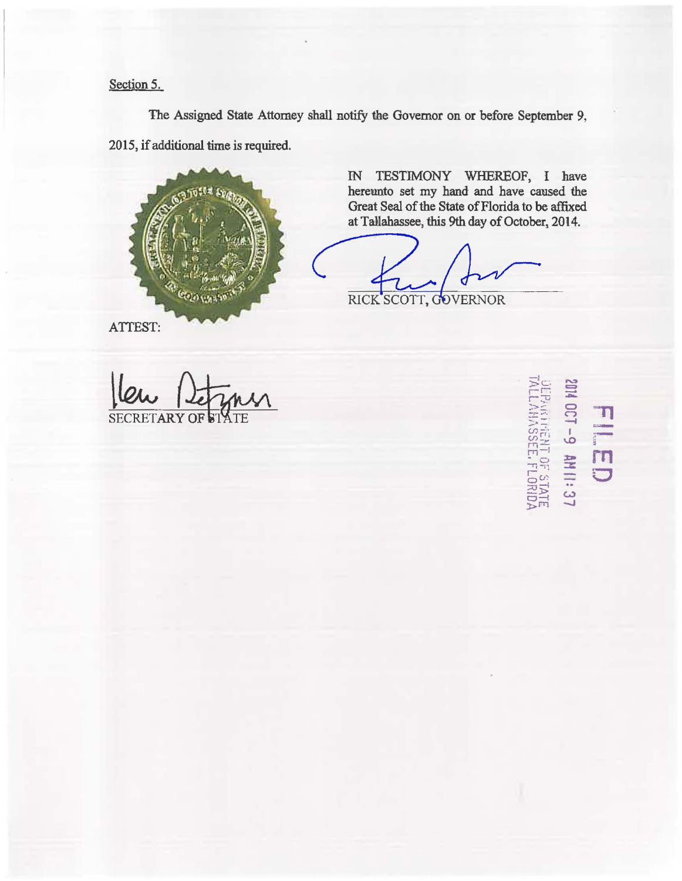Section 5.

The Assigned State Attorney shall notify the Governor on or before September 9, 2015, if additional time is required.

IN TESTIMONY WHEREOF, I have hereunto set my hand and have caused the Great Seal of the State of Florida to be affixed at Tallahassee, this 9th day of October, 2014.

RICK SCOTT, GOVERNOR

ATTEST:

SECRETARY OF STATE

FILED

2014 OCT -9 AM 11:37

DEPARTMENT OF STATE
TALLAHASSEE, FLORIDA